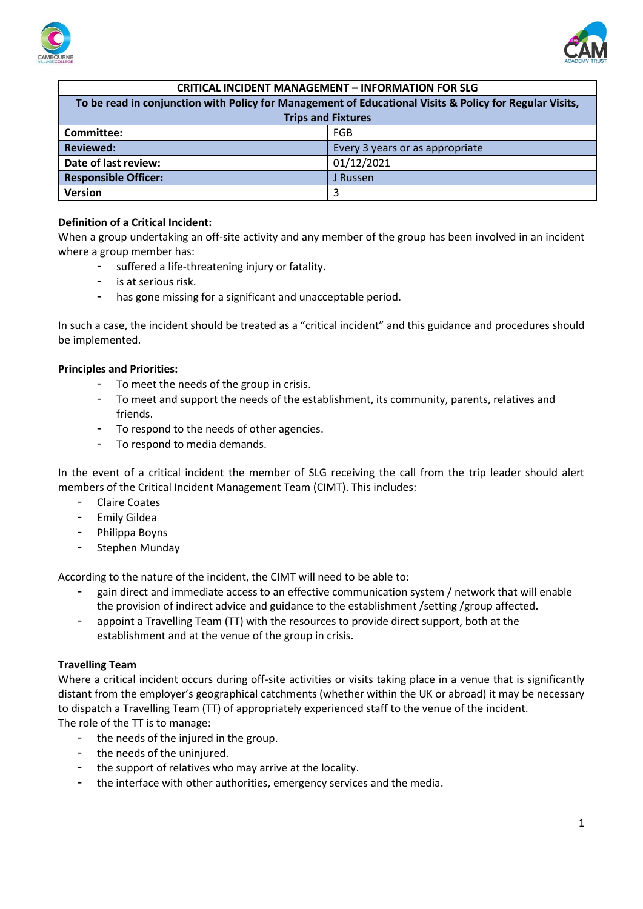| CRITICAL INCIDENT MANAGEMENT – INFORMATION FOR SLG | |
|---|---|
| To be read in conjunction with Policy for Management of Educational Visits & Policy for Regular Visits, Trips and Fixtures | |
| **Committee:** | FGB |
| **Reviewed:** | Every 3 years or as appropriate |
| **Date of last review:** | 01/12/2021 |
| **Responsible Officer:** | J Russen |
| **Version** | 3 |

**Definition of a Critical Incident:**

When a group undertaking an off-site activity and any member of the group has been involved in an incident where a group member has:

- suffered a life-threatening injury or fatality.
- is at serious risk.
- has gone missing for a significant and unacceptable period.

In such a case, the incident should be treated as a "critical incident" and this guidance and procedures should be implemented.

**Principles and Priorities:**

- To meet the needs of the group in crisis.
- To meet and support the needs of the establishment, its community, parents, relatives and friends.
- To respond to the needs of other agencies.
- To respond to media demands.

In the event of a critical incident the member of SLG receiving the call from the trip leader should alert members of the Critical Incident Management Team (CIMT). This includes:

- Claire Coates
- Emily Gildea
- Philippa Boyns
- Stephen Munday

According to the nature of the incident, the CIMT will need to be able to:

- gain direct and immediate access to an effective communication system / network that will enable the provision of indirect advice and guidance to the establishment /setting /group affected.
- appoint a Travelling Team (TT) with the resources to provide direct support, both at the establishment and at the venue of the group in crisis.

**Travelling Team**

Where a critical incident occurs during off-site activities or visits taking place in a venue that is significantly distant from the employer's geographical catchments (whether within the UK or abroad) it may be necessary to dispatch a Travelling Team (TT) of appropriately experienced staff to the venue of the incident.

The role of the TT is to manage:

- the needs of the injured in the group.
- the needs of the uninjured.
- the support of relatives who may arrive at the locality.
- the interface with other authorities, emergency services and the media.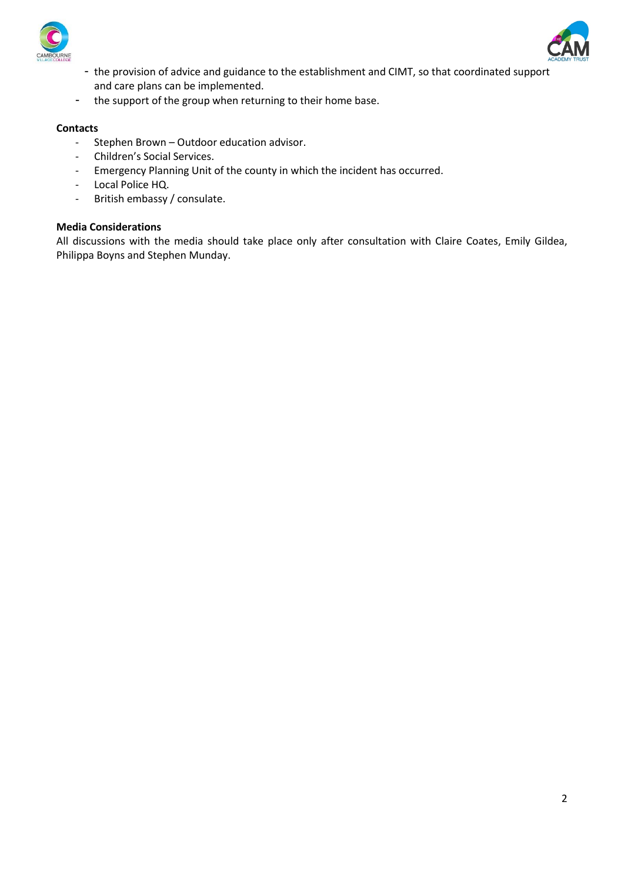- the provision of advice and guidance to the establishment and CIMT, so that coordinated support and care plans can be implemented.
- the support of the group when returning to their home base.

**Contacts**

- Stephen Brown – Outdoor education advisor.
- Children's Social Services.
- Emergency Planning Unit of the county in which the incident has occurred.
- Local Police HQ.
- British embassy / consulate.

**Media Considerations**

All discussions with the media should take place only after consultation with Claire Coates, Emily Gildea, Philippa Boyns and Stephen Munday.